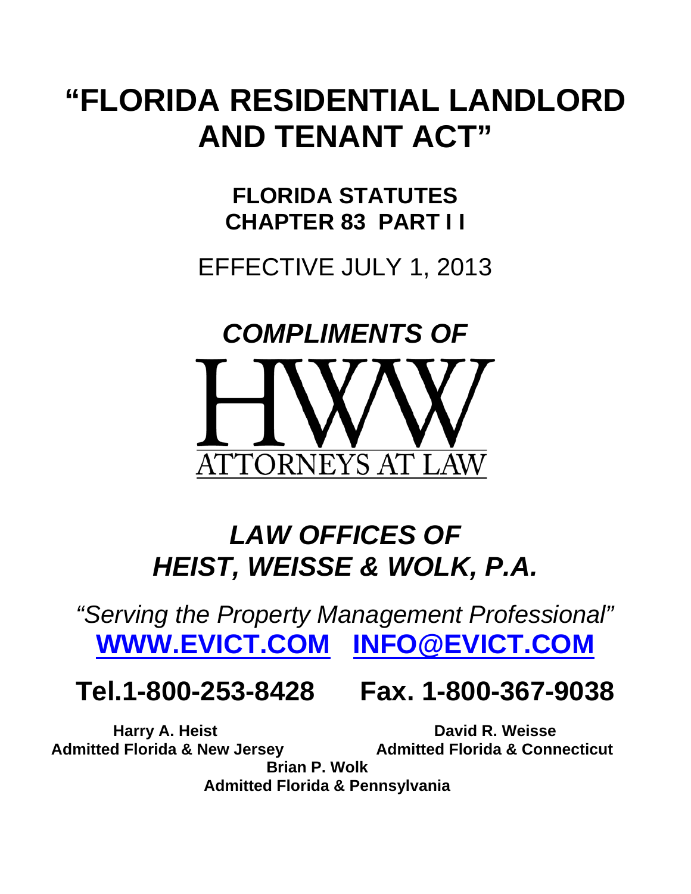# "FLORIDA RESIDENTIAL LANDLORD AND TENANT ACT"

## FLORIDA STATUTES
## CHAPTER 83 PART I I

EFFECTIVE JULY 1, 2013

***COMPLIMENTS OF***

HWW
ATTORNEYS AT LAW

## *LAW OFFICES OF*
## *HEIST, WEISSE & WOLK, P.A.*

*"Serving the Property Management Professional"*

**WWW.EVICT.COM INFO@EVICT.COM**

**Tel.1-800-253-8428 Fax. 1-800-367-9038**

**Harry A. Heist**
**Admitted Florida & New Jersey**

**David R. Weisse**
**Admitted Florida & Connecticut**

**Brian P. Wolk**
**Admitted Florida & Pennsylvania**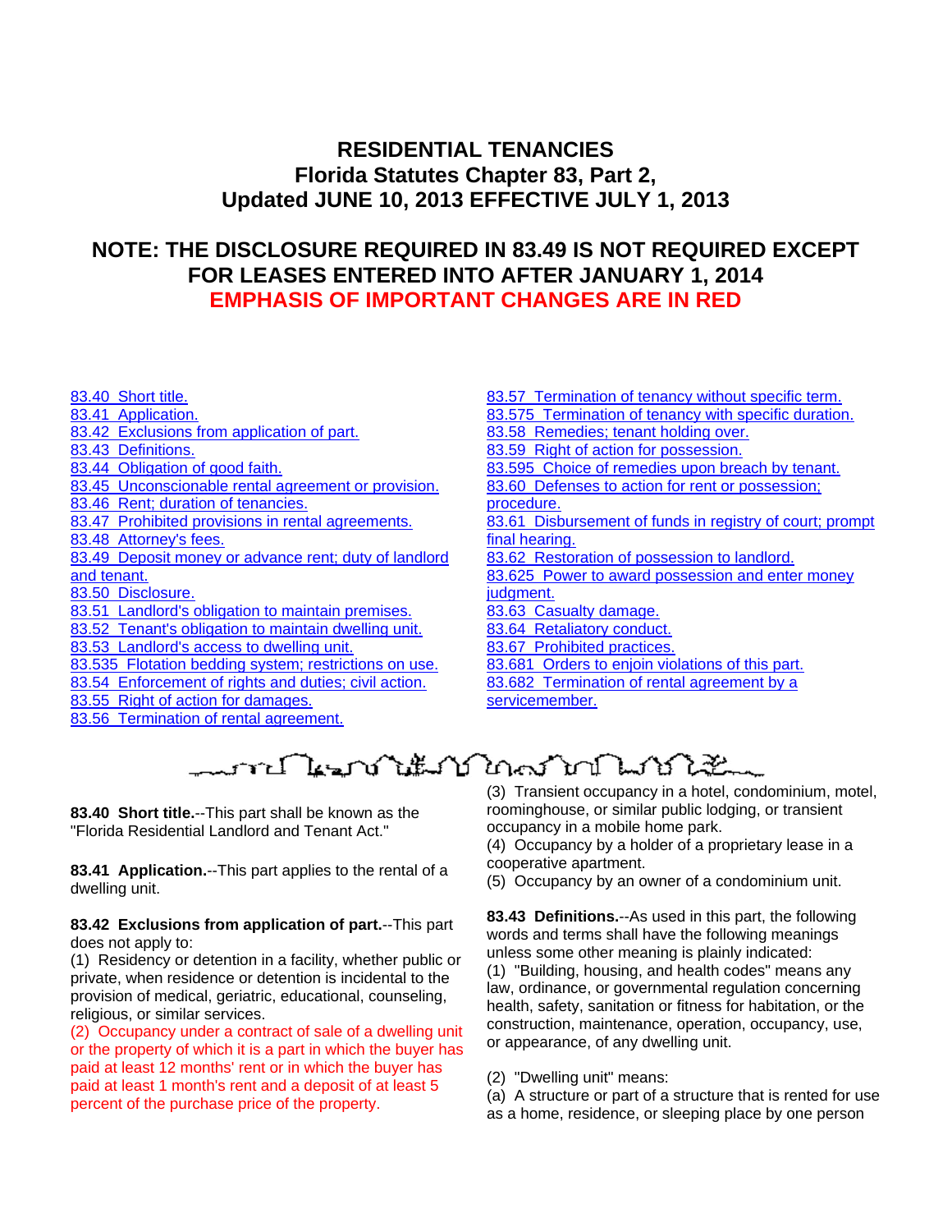# RESIDENTIAL TENANCIES
# Florida Statutes Chapter 83, Part 2, Updated JUNE 10, 2013 EFFECTIVE JULY 1, 2013

## NOTE: THE DISCLOSURE REQUIRED IN 83.49 IS NOT REQUIRED EXCEPT FOR LEASES ENTERED INTO AFTER JANUARY 1, 2014
## EMPHASIS OF IMPORTANT CHANGES ARE IN RED

- 83.40 Short title.
- 83.41 Application.
- 83.42 Exclusions from application of part.
- 83.43 Definitions.
- 83.44 Obligation of good faith.
- 83.45 Unconscionable rental agreement or provision.
- 83.46 Rent; duration of tenancies.
- 83.47 Prohibited provisions in rental agreements.
- 83.48 Attorney's fees.
- 83.49 Deposit money or advance rent; duty of landlord and tenant.
- 83.50 Disclosure.
- 83.51 Landlord's obligation to maintain premises.
- 83.52 Tenant's obligation to maintain dwelling unit.
- 83.53 Landlord's access to dwelling unit.
- 83.535 Flotation bedding system; restrictions on use.
- 83.54 Enforcement of rights and duties; civil action.
- 83.55 Right of action for damages.
- 83.56 Termination of rental agreement.
- 83.57 Termination of tenancy without specific term.
- 83.575 Termination of tenancy with specific duration.
- 83.58 Remedies; tenant holding over.
- 83.59 Right of action for possession.
- 83.595 Choice of remedies upon breach by tenant.
- 83.60 Defenses to action for rent or possession; procedure.
- 83.61 Disbursement of funds in registry of court; prompt final hearing.
- 83.62 Restoration of possession to landlord.
- 83.625 Power to award possession and enter money judgment.
- 83.63 Casualty damage.
- 83.64 Retaliatory conduct.
- 83.67 Prohibited practices.
- 83.681 Orders to enjoin violations of this part.
- 83.682 Termination of rental agreement by a servicemember.

**83.40 Short title.**--This part shall be known as the "Florida Residential Landlord and Tenant Act."

**83.41 Application.**--This part applies to the rental of a dwelling unit.

**83.42 Exclusions from application of part.**--This part does not apply to:

(1) Residency or detention in a facility, whether public or private, when residence or detention is incidental to the provision of medical, geriatric, educational, counseling, religious, or similar services.

(2) Occupancy under a contract of sale of a dwelling unit or the property of which it is a part in which the buyer has paid at least 12 months' rent or in which the buyer has paid at least 1 month's rent and a deposit of at least 5 percent of the purchase price of the property.

(3) Transient occupancy in a hotel, condominium, motel, roominghouse, or similar public lodging, or transient occupancy in a mobile home park.

(4) Occupancy by a holder of a proprietary lease in a cooperative apartment.

(5) Occupancy by an owner of a condominium unit.

**83.43 Definitions.**--As used in this part, the following words and terms shall have the following meanings unless some other meaning is plainly indicated:

(1) "Building, housing, and health codes" means any law, ordinance, or governmental regulation concerning health, safety, sanitation or fitness for habitation, or the construction, maintenance, operation, occupancy, use, or appearance, of any dwelling unit.

(2) "Dwelling unit" means:

(a) A structure or part of a structure that is rented for use as a home, residence, or sleeping place by one person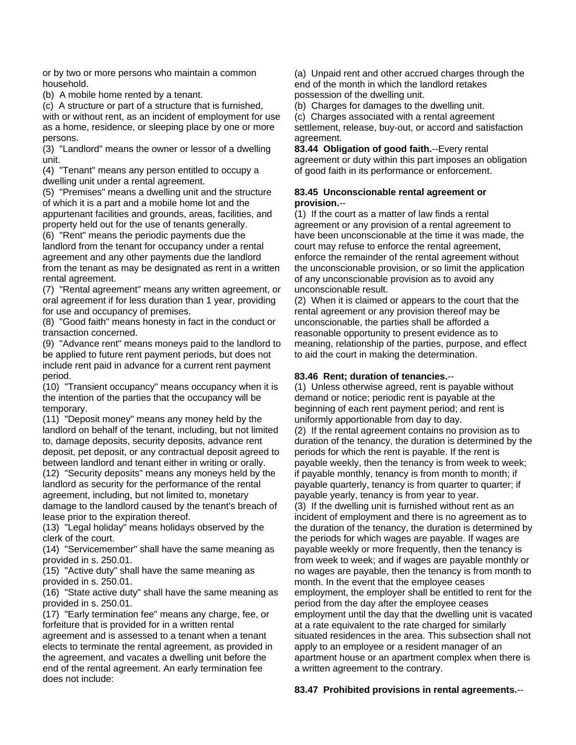or by two or more persons who maintain a common household.

(b) A mobile home rented by a tenant.

(c) A structure or part of a structure that is furnished, with or without rent, as an incident of employment for use as a home, residence, or sleeping place by one or more persons.

(3) "Landlord" means the owner or lessor of a dwelling unit.

(4) "Tenant" means any person entitled to occupy a dwelling unit under a rental agreement.

(5) "Premises" means a dwelling unit and the structure of which it is a part and a mobile home lot and the appurtenant facilities and grounds, areas, facilities, and property held out for the use of tenants generally.

(6) "Rent" means the periodic payments due the landlord from the tenant for occupancy under a rental agreement and any other payments due the landlord from the tenant as may be designated as rent in a written rental agreement.

(7) "Rental agreement" means any written agreement, or oral agreement if for less duration than 1 year, providing for use and occupancy of premises.

(8) "Good faith" means honesty in fact in the conduct or transaction concerned.

(9) "Advance rent" means moneys paid to the landlord to be applied to future rent payment periods, but does not include rent paid in advance for a current rent payment period.

(10) "Transient occupancy" means occupancy when it is the intention of the parties that the occupancy will be temporary.

(11) "Deposit money" means any money held by the landlord on behalf of the tenant, including, but not limited to, damage deposits, security deposits, advance rent deposit, pet deposit, or any contractual deposit agreed to between landlord and tenant either in writing or orally.

(12) "Security deposits" means any moneys held by the landlord as security for the performance of the rental agreement, including, but not limited to, monetary damage to the landlord caused by the tenant's breach of lease prior to the expiration thereof.

(13) "Legal holiday" means holidays observed by the clerk of the court.

(14) "Servicemember" shall have the same meaning as provided in s. 250.01.

(15) "Active duty" shall have the same meaning as provided in s. 250.01.

(16) "State active duty" shall have the same meaning as provided in s. 250.01.

(17) "Early termination fee" means any charge, fee, or forfeiture that is provided for in a written rental agreement and is assessed to a tenant when a tenant elects to terminate the rental agreement, as provided in the agreement, and vacates a dwelling unit before the end of the rental agreement. An early termination fee does not include:

(a) Unpaid rent and other accrued charges through the end of the month in which the landlord retakes possession of the dwelling unit.

(b) Charges for damages to the dwelling unit.

(c) Charges associated with a rental agreement settlement, release, buy-out, or accord and satisfaction agreement.

**83.44 Obligation of good faith.**--Every rental agreement or duty within this part imposes an obligation of good faith in its performance or enforcement.

**83.45 Unconscionable rental agreement or provision.**--

(1) If the court as a matter of law finds a rental agreement or any provision of a rental agreement to have been unconscionable at the time it was made, the court may refuse to enforce the rental agreement, enforce the remainder of the rental agreement without the unconscionable provision, or so limit the application of any unconscionable provision as to avoid any unconscionable result.

(2) When it is claimed or appears to the court that the rental agreement or any provision thereof may be unconscionable, the parties shall be afforded a reasonable opportunity to present evidence as to meaning, relationship of the parties, purpose, and effect to aid the court in making the determination.

**83.46 Rent; duration of tenancies.**--

(1) Unless otherwise agreed, rent is payable without demand or notice; periodic rent is payable at the beginning of each rent payment period; and rent is uniformly apportionable from day to day.

(2) If the rental agreement contains no provision as to duration of the tenancy, the duration is determined by the periods for which the rent is payable. If the rent is payable weekly, then the tenancy is from week to week; if payable monthly, tenancy is from month to month; if payable quarterly, tenancy is from quarter to quarter; if payable yearly, tenancy is from year to year.

(3) If the dwelling unit is furnished without rent as an incident of employment and there is no agreement as to the duration of the tenancy, the duration is determined by the periods for which wages are payable. If wages are payable weekly or more frequently, then the tenancy is from week to week; and if wages are payable monthly or no wages are payable, then the tenancy is from month to month. In the event that the employee ceases employment, the employer shall be entitled to rent for the period from the day after the employee ceases employment until the day that the dwelling unit is vacated at a rate equivalent to the rate charged for similarly situated residences in the area. This subsection shall not apply to an employee or a resident manager of an apartment house or an apartment complex when there is a written agreement to the contrary.

**83.47 Prohibited provisions in rental agreements.**--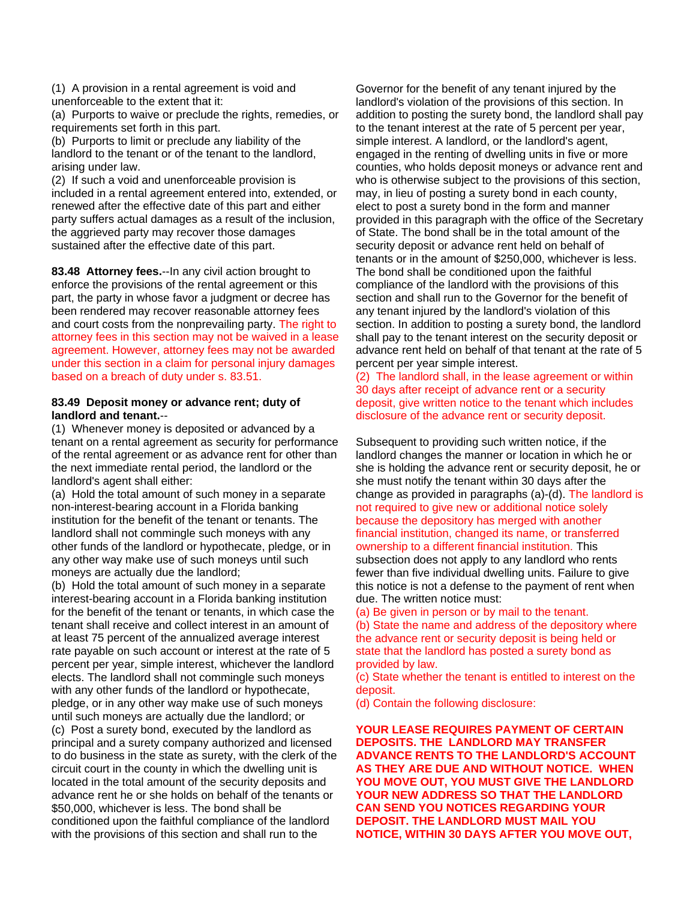(1) A provision in a rental agreement is void and unenforceable to the extent that it:

(a) Purports to waive or preclude the rights, remedies, or requirements set forth in this part.

(b) Purports to limit or preclude any liability of the landlord to the tenant or of the tenant to the landlord, arising under law.

(2) If such a void and unenforceable provision is included in a rental agreement entered into, extended, or renewed after the effective date of this part and either party suffers actual damages as a result of the inclusion, the aggrieved party may recover those damages sustained after the effective date of this part.

**83.48 Attorney fees.**--In any civil action brought to enforce the provisions of the rental agreement or this part, the party in whose favor a judgment or decree has been rendered may recover reasonable attorney fees and court costs from the nonprevailing party. The right to attorney fees in this section may not be waived in a lease agreement. However, attorney fees may not be awarded under this section in a claim for personal injury damages based on a breach of duty under s. 83.51.

**83.49 Deposit money or advance rent; duty of landlord and tenant.**--

(1) Whenever money is deposited or advanced by a tenant on a rental agreement as security for performance of the rental agreement or as advance rent for other than the next immediate rental period, the landlord or the landlord's agent shall either:

(a) Hold the total amount of such money in a separate non-interest-bearing account in a Florida banking institution for the benefit of the tenant or tenants. The landlord shall not commingle such moneys with any other funds of the landlord or hypothecate, pledge, or in any other way make use of such moneys until such moneys are actually due the landlord;

(b) Hold the total amount of such money in a separate interest-bearing account in a Florida banking institution for the benefit of the tenant or tenants, in which case the tenant shall receive and collect interest in an amount of at least 75 percent of the annualized average interest rate payable on such account or interest at the rate of 5 percent per year, simple interest, whichever the landlord elects. The landlord shall not commingle such moneys with any other funds of the landlord or hypothecate, pledge, or in any other way make use of such moneys until such moneys are actually due the landlord; or

(c) Post a surety bond, executed by the landlord as principal and a surety company authorized and licensed to do business in the state as surety, with the clerk of the circuit court in the county in which the dwelling unit is located in the total amount of the security deposits and advance rent he or she holds on behalf of the tenants or $50,000, whichever is less. The bond shall be conditioned upon the faithful compliance of the landlord with the provisions of this section and shall run to the Governor for the benefit of any tenant injured by the landlord's violation of the provisions of this section. In addition to posting the surety bond, the landlord shall pay to the tenant interest at the rate of 5 percent per year, simple interest. A landlord, or the landlord's agent, engaged in the renting of dwelling units in five or more counties, who holds deposit moneys or advance rent and who is otherwise subject to the provisions of this section, may, in lieu of posting a surety bond in each county, elect to post a surety bond in the form and manner provided in this paragraph with the office of the Secretary of State. The bond shall be in the total amount of the security deposit or advance rent held on behalf of tenants or in the amount of $250,000, whichever is less. The bond shall be conditioned upon the faithful compliance of the landlord with the provisions of this section and shall run to the Governor for the benefit of any tenant injured by the landlord's violation of this section. In addition to posting a surety bond, the landlord shall pay to the tenant interest on the security deposit or advance rent held on behalf of that tenant at the rate of 5 percent per year simple interest.

(2) The landlord shall, in the lease agreement or within 30 days after receipt of advance rent or a security deposit, give written notice to the tenant which includes disclosure of the advance rent or security deposit.

Subsequent to providing such written notice, if the landlord changes the manner or location in which he or she is holding the advance rent or security deposit, he or she must notify the tenant within 30 days after the change as provided in paragraphs (a)-(d). The landlord is not required to give new or additional notice solely because the depository has merged with another financial institution, changed its name, or transferred ownership to a different financial institution. This subsection does not apply to any landlord who rents fewer than five individual dwelling units. Failure to give this notice is not a defense to the payment of rent when due. The written notice must:

(a) Be given in person or by mail to the tenant.

(b) State the name and address of the depository where the advance rent or security deposit is being held or state that the landlord has posted a surety bond as provided by law.

(c) State whether the tenant is entitled to interest on the deposit.

(d) Contain the following disclosure:

**YOUR LEASE REQUIRES PAYMENT OF CERTAIN DEPOSITS. THE LANDLORD MAY TRANSFER ADVANCE RENTS TO THE LANDLORD'S ACCOUNT AS THEY ARE DUE AND WITHOUT NOTICE. WHEN YOU MOVE OUT, YOU MUST GIVE THE LANDLORD YOUR NEW ADDRESS SO THAT THE LANDLORD CAN SEND YOU NOTICES REGARDING YOUR DEPOSIT. THE LANDLORD MUST MAIL YOU NOTICE, WITHIN 30 DAYS AFTER YOU MOVE OUT,**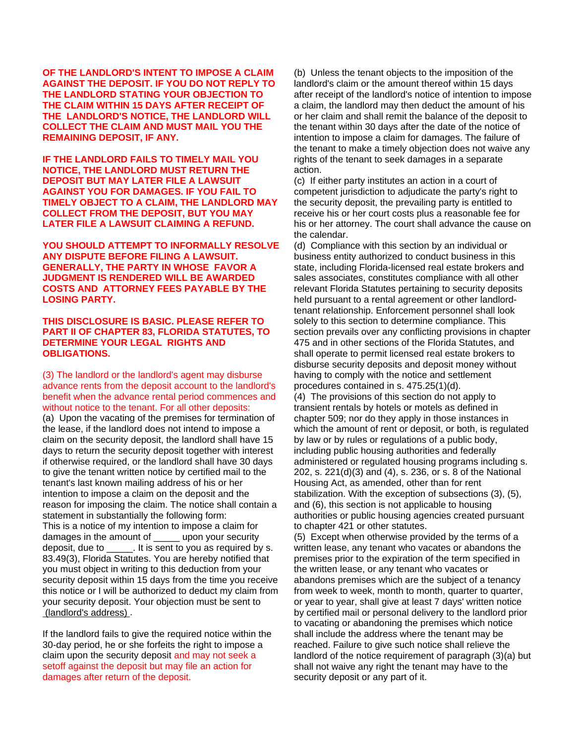**OF THE LANDLORD'S INTENT TO IMPOSE A CLAIM AGAINST THE DEPOSIT. IF YOU DO NOT REPLY TO THE LANDLORD STATING YOUR OBJECTION TO THE CLAIM WITHIN 15 DAYS AFTER RECEIPT OF THE LANDLORD'S NOTICE, THE LANDLORD WILL COLLECT THE CLAIM AND MUST MAIL YOU THE REMAINING DEPOSIT, IF ANY.**

**IF THE LANDLORD FAILS TO TIMELY MAIL YOU NOTICE, THE LANDLORD MUST RETURN THE DEPOSIT BUT MAY LATER FILE A LAWSUIT AGAINST YOU FOR DAMAGES. IF YOU FAIL TO TIMELY OBJECT TO A CLAIM, THE LANDLORD MAY COLLECT FROM THE DEPOSIT, BUT YOU MAY LATER FILE A LAWSUIT CLAIMING A REFUND.**

**YOU SHOULD ATTEMPT TO INFORMALLY RESOLVE ANY DISPUTE BEFORE FILING A LAWSUIT. GENERALLY, THE PARTY IN WHOSE FAVOR A JUDGMENT IS RENDERED WILL BE AWARDED COSTS AND ATTORNEY FEES PAYABLE BY THE LOSING PARTY.**

**THIS DISCLOSURE IS BASIC. PLEASE REFER TO PART II OF CHAPTER 83, FLORIDA STATUTES, TO DETERMINE YOUR LEGAL RIGHTS AND OBLIGATIONS.**

(3) The landlord or the landlord's agent may disburse advance rents from the deposit account to the landlord's benefit when the advance rental period commences and without notice to the tenant. For all other deposits:

(a) Upon the vacating of the premises for termination of the lease, if the landlord does not intend to impose a claim on the security deposit, the landlord shall have 15 days to return the security deposit together with interest if otherwise required, or the landlord shall have 30 days to give the tenant written notice by certified mail to the tenant's last known mailing address of his or her intention to impose a claim on the deposit and the reason for imposing the claim. The notice shall contain a statement in substantially the following form:

This is a notice of my intention to impose a claim for damages in the amount of _____ upon your security deposit, due to _____. It is sent to you as required by s. 83.49(3), Florida Statutes. You are hereby notified that you must object in writing to this deduction from your security deposit within 15 days from the time you receive this notice or I will be authorized to deduct my claim from your security deposit. Your objection must be sent to (landlord's address).

If the landlord fails to give the required notice within the 30-day period, he or she forfeits the right to impose a claim upon the security deposit and may not seek a setoff against the deposit but may file an action for damages after return of the deposit.

(b) Unless the tenant objects to the imposition of the landlord's claim or the amount thereof within 15 days after receipt of the landlord's notice of intention to impose a claim, the landlord may then deduct the amount of his or her claim and shall remit the balance of the deposit to the tenant within 30 days after the date of the notice of intention to impose a claim for damages. The failure of the tenant to make a timely objection does not waive any rights of the tenant to seek damages in a separate action.

(c) If either party institutes an action in a court of competent jurisdiction to adjudicate the party's right to the security deposit, the prevailing party is entitled to receive his or her court costs plus a reasonable fee for his or her attorney. The court shall advance the cause on the calendar.

(d) Compliance with this section by an individual or business entity authorized to conduct business in this state, including Florida-licensed real estate brokers and sales associates, constitutes compliance with all other relevant Florida Statutes pertaining to security deposits held pursuant to a rental agreement or other landlord-tenant relationship. Enforcement personnel shall look solely to this section to determine compliance. This section prevails over any conflicting provisions in chapter 475 and in other sections of the Florida Statutes, and shall operate to permit licensed real estate brokers to disburse security deposits and deposit money without having to comply with the notice and settlement procedures contained in s. 475.25(1)(d).

(4) The provisions of this section do not apply to transient rentals by hotels or motels as defined in chapter 509; nor do they apply in those instances in which the amount of rent or deposit, or both, is regulated by law or by rules or regulations of a public body, including public housing authorities and federally administered or regulated housing programs including s. 202, s. 221(d)(3) and (4), s. 236, or s. 8 of the National Housing Act, as amended, other than for rent stabilization. With the exception of subsections (3), (5), and (6), this section is not applicable to housing authorities or public housing agencies created pursuant to chapter 421 or other statutes.

(5) Except when otherwise provided by the terms of a written lease, any tenant who vacates or abandons the premises prior to the expiration of the term specified in the written lease, or any tenant who vacates or abandons premises which are the subject of a tenancy from week to week, month to month, quarter to quarter, or year to year, shall give at least 7 days' written notice by certified mail or personal delivery to the landlord prior to vacating or abandoning the premises which notice shall include the address where the tenant may be reached. Failure to give such notice shall relieve the landlord of the notice requirement of paragraph (3)(a) but shall not waive any right the tenant may have to the security deposit or any part of it.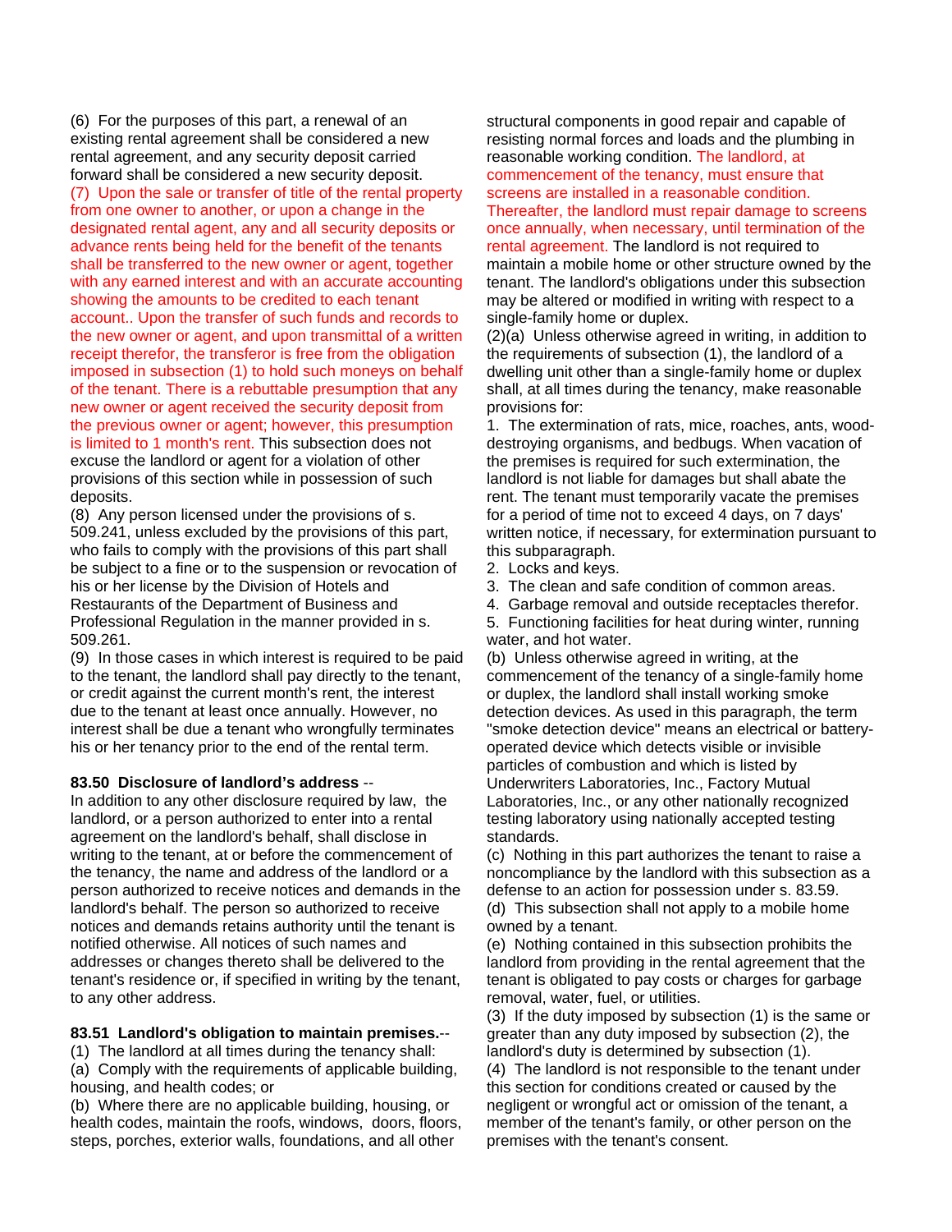(6) For the purposes of this part, a renewal of an existing rental agreement shall be considered a new rental agreement, and any security deposit carried forward shall be considered a new security deposit.

(7) Upon the sale or transfer of title of the rental property from one owner to another, or upon a change in the designated rental agent, any and all security deposits or advance rents being held for the benefit of the tenants shall be transferred to the new owner or agent, together with any earned interest and with an accurate accounting showing the amounts to be credited to each tenant account.. Upon the transfer of such funds and records to the new owner or agent, and upon transmittal of a written receipt therefor, the transferor is free from the obligation imposed in subsection (1) to hold such moneys on behalf of the tenant. There is a rebuttable presumption that any new owner or agent received the security deposit from the previous owner or agent; however, this presumption is limited to 1 month's rent. This subsection does not excuse the landlord or agent for a violation of other provisions of this section while in possession of such deposits.

(8) Any person licensed under the provisions of s. 509.241, unless excluded by the provisions of this part, who fails to comply with the provisions of this part shall be subject to a fine or to the suspension or revocation of his or her license by the Division of Hotels and Restaurants of the Department of Business and Professional Regulation in the manner provided in s. 509.261.

(9) In those cases in which interest is required to be paid to the tenant, the landlord shall pay directly to the tenant, or credit against the current month's rent, the interest due to the tenant at least once annually. However, no interest shall be due a tenant who wrongfully terminates his or her tenancy prior to the end of the rental term.

**83.50 Disclosure of landlord's address** --

In addition to any other disclosure required by law, the landlord, or a person authorized to enter into a rental agreement on the landlord's behalf, shall disclose in writing to the tenant, at or before the commencement of the tenancy, the name and address of the landlord or a person authorized to receive notices and demands in the landlord's behalf. The person so authorized to receive notices and demands retains authority until the tenant is notified otherwise. All notices of such names and addresses or changes thereto shall be delivered to the tenant's residence or, if specified in writing by the tenant, to any other address.

**83.51 Landlord's obligation to maintain premises.**--

(1) The landlord at all times during the tenancy shall:

(a) Comply with the requirements of applicable building, housing, and health codes; or

(b) Where there are no applicable building, housing, or health codes, maintain the roofs, windows, doors, floors, steps, porches, exterior walls, foundations, and all other structural components in good repair and capable of resisting normal forces and loads and the plumbing in reasonable working condition. The landlord, at commencement of the tenancy, must ensure that screens are installed in a reasonable condition. Thereafter, the landlord must repair damage to screens once annually, when necessary, until termination of the rental agreement. The landlord is not required to maintain a mobile home or other structure owned by the tenant. The landlord's obligations under this subsection may be altered or modified in writing with respect to a single-family home or duplex.

(2)(a) Unless otherwise agreed in writing, in addition to the requirements of subsection (1), the landlord of a dwelling unit other than a single-family home or duplex shall, at all times during the tenancy, make reasonable provisions for:

1. The extermination of rats, mice, roaches, ants, wood-destroying organisms, and bedbugs. When vacation of the premises is required for such extermination, the landlord is not liable for damages but shall abate the rent. The tenant must temporarily vacate the premises for a period of time not to exceed 4 days, on 7 days' written notice, if necessary, for extermination pursuant to this subparagraph.
2. Locks and keys.
3. The clean and safe condition of common areas.
4. Garbage removal and outside receptacles therefor.
5. Functioning facilities for heat during winter, running water, and hot water.

(b) Unless otherwise agreed in writing, at the commencement of the tenancy of a single-family home or duplex, the landlord shall install working smoke detection devices. As used in this paragraph, the term "smoke detection device" means an electrical or battery-operated device which detects visible or invisible particles of combustion and which is listed by Underwriters Laboratories, Inc., Factory Mutual Laboratories, Inc., or any other nationally recognized testing laboratory using nationally accepted testing standards.

(c) Nothing in this part authorizes the tenant to raise a noncompliance by the landlord with this subsection as a defense to an action for possession under s. 83.59.

(d) This subsection shall not apply to a mobile home owned by a tenant.

(e) Nothing contained in this subsection prohibits the landlord from providing in the rental agreement that the tenant is obligated to pay costs or charges for garbage removal, water, fuel, or utilities.

(3) If the duty imposed by subsection (1) is the same or greater than any duty imposed by subsection (2), the landlord's duty is determined by subsection (1).

(4) The landlord is not responsible to the tenant under this section for conditions created or caused by the negligent or wrongful act or omission of the tenant, a member of the tenant's family, or other person on the premises with the tenant's consent.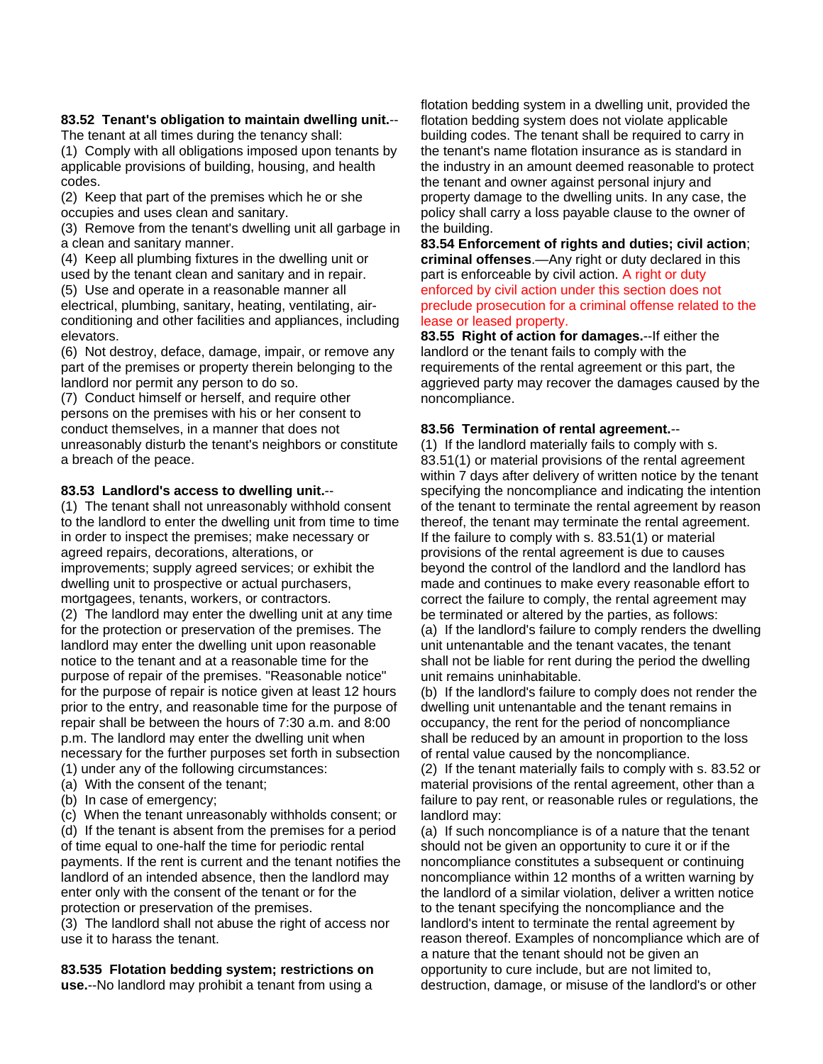**83.52 Tenant's obligation to maintain dwelling unit.**--The tenant at all times during the tenancy shall:

(1) Comply with all obligations imposed upon tenants by applicable provisions of building, housing, and health codes.

(2) Keep that part of the premises which he or she occupies and uses clean and sanitary.

(3) Remove from the tenant's dwelling unit all garbage in a clean and sanitary manner.

(4) Keep all plumbing fixtures in the dwelling unit or used by the tenant clean and sanitary and in repair.

(5) Use and operate in a reasonable manner all electrical, plumbing, sanitary, heating, ventilating, air-conditioning and other facilities and appliances, including elevators.

(6) Not destroy, deface, damage, impair, or remove any part of the premises or property therein belonging to the landlord nor permit any person to do so.

(7) Conduct himself or herself, and require other persons on the premises with his or her consent to conduct themselves, in a manner that does not unreasonably disturb the tenant's neighbors or constitute a breach of the peace.

**83.53 Landlord's access to dwelling unit.**--

(1) The tenant shall not unreasonably withhold consent to the landlord to enter the dwelling unit from time to time in order to inspect the premises; make necessary or agreed repairs, decorations, alterations, or improvements; supply agreed services; or exhibit the dwelling unit to prospective or actual purchasers, mortgagees, tenants, workers, or contractors.

(2) The landlord may enter the dwelling unit at any time for the protection or preservation of the premises. The landlord may enter the dwelling unit upon reasonable notice to the tenant and at a reasonable time for the purpose of repair of the premises. "Reasonable notice" for the purpose of repair is notice given at least 12 hours prior to the entry, and reasonable time for the purpose of repair shall be between the hours of 7:30 a.m. and 8:00 p.m. The landlord may enter the dwelling unit when necessary for the further purposes set forth in subsection (1) under any of the following circumstances:

(a) With the consent of the tenant;

(b) In case of emergency;

(c) When the tenant unreasonably withholds consent; or

(d) If the tenant is absent from the premises for a period of time equal to one-half the time for periodic rental payments. If the rent is current and the tenant notifies the landlord of an intended absence, then the landlord may enter only with the consent of the tenant or for the protection or preservation of the premises.

(3) The landlord shall not abuse the right of access nor use it to harass the tenant.

**83.535 Flotation bedding system; restrictions on use.**--No landlord may prohibit a tenant from using a flotation bedding system in a dwelling unit, provided the flotation bedding system does not violate applicable building codes. The tenant shall be required to carry in the tenant's name flotation insurance as is standard in the industry in an amount deemed reasonable to protect the tenant and owner against personal injury and property damage to the dwelling units. In any case, the policy shall carry a loss payable clause to the owner of the building.

**83.54 Enforcement of rights and duties; civil action; criminal offenses**.—Any right or duty declared in this part is enforceable by civil action. A right or duty enforced by civil action under this section does not preclude prosecution for a criminal offense related to the lease or leased property.

**83.55 Right of action for damages.**--If either the landlord or the tenant fails to comply with the requirements of the rental agreement or this part, the aggrieved party may recover the damages caused by the noncompliance.

**83.56 Termination of rental agreement.**--

(1) If the landlord materially fails to comply with s. 83.51(1) or material provisions of the rental agreement within 7 days after delivery of written notice by the tenant specifying the noncompliance and indicating the intention of the tenant to terminate the rental agreement by reason thereof, the tenant may terminate the rental agreement. If the failure to comply with s. 83.51(1) or material provisions of the rental agreement is due to causes beyond the control of the landlord and the landlord has made and continues to make every reasonable effort to correct the failure to comply, the rental agreement may be terminated or altered by the parties, as follows:

(a) If the landlord's failure to comply renders the dwelling unit untenantable and the tenant vacates, the tenant shall not be liable for rent during the period the dwelling unit remains uninhabitable.

(b) If the landlord's failure to comply does not render the dwelling unit untenantable and the tenant remains in occupancy, the rent for the period of noncompliance shall be reduced by an amount in proportion to the loss of rental value caused by the noncompliance.

(2) If the tenant materially fails to comply with s. 83.52 or material provisions of the rental agreement, other than a failure to pay rent, or reasonable rules or regulations, the landlord may:

(a) If such noncompliance is of a nature that the tenant should not be given an opportunity to cure it or if the noncompliance constitutes a subsequent or continuing noncompliance within 12 months of a written warning by the landlord of a similar violation, deliver a written notice to the tenant specifying the noncompliance and the landlord's intent to terminate the rental agreement by reason thereof. Examples of noncompliance which are of a nature that the tenant should not be given an opportunity to cure include, but are not limited to, destruction, damage, or misuse of the landlord's or other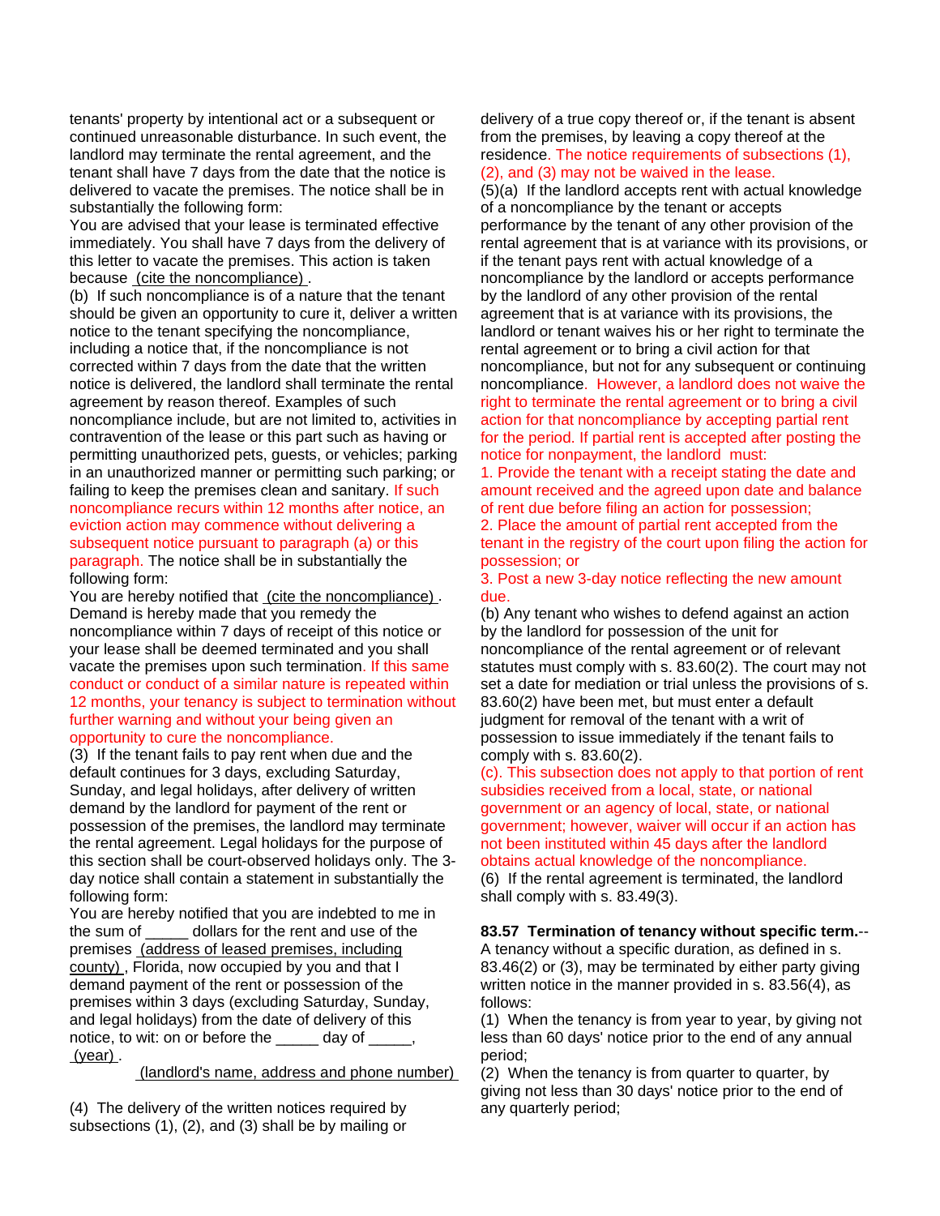tenants' property by intentional act or a subsequent or continued unreasonable disturbance. In such event, the landlord may terminate the rental agreement, and the tenant shall have 7 days from the date that the notice is delivered to vacate the premises. The notice shall be in substantially the following form:

You are advised that your lease is terminated effective immediately. You shall have 7 days from the delivery of this letter to vacate the premises. This action is taken because (cite the noncompliance) .

(b) If such noncompliance is of a nature that the tenant should be given an opportunity to cure it, deliver a written notice to the tenant specifying the noncompliance, including a notice that, if the noncompliance is not corrected within 7 days from the date that the written notice is delivered, the landlord shall terminate the rental agreement by reason thereof. Examples of such noncompliance include, but are not limited to, activities in contravention of the lease or this part such as having or permitting unauthorized pets, guests, or vehicles; parking in an unauthorized manner or permitting such parking; or failing to keep the premises clean and sanitary. If such noncompliance recurs within 12 months after notice, an eviction action may commence without delivering a subsequent notice pursuant to paragraph (a) or this paragraph. The notice shall be in substantially the following form:

You are hereby notified that (cite the noncompliance) . Demand is hereby made that you remedy the noncompliance within 7 days of receipt of this notice or your lease shall be deemed terminated and you shall vacate the premises upon such termination. If this same conduct or conduct of a similar nature is repeated within 12 months, your tenancy is subject to termination without further warning and without your being given an opportunity to cure the noncompliance.

(3) If the tenant fails to pay rent when due and the default continues for 3 days, excluding Saturday, Sunday, and legal holidays, after delivery of written demand by the landlord for payment of the rent or possession of the premises, the landlord may terminate the rental agreement. Legal holidays for the purpose of this section shall be court-observed holidays only. The 3-day notice shall contain a statement in substantially the following form:

You are hereby notified that you are indebted to me in the sum of _____ dollars for the rent and use of the premises (address of leased premises, including county) , Florida, now occupied by you and that I demand payment of the rent or possession of the premises within 3 days (excluding Saturday, Sunday, and legal holidays) from the date of delivery of this notice, to wit: on or before the _____ day of _____, (year) .

(landlord's name, address and phone number)

(4) The delivery of the written notices required by subsections (1), (2), and (3) shall be by mailing or delivery of a true copy thereof or, if the tenant is absent from the premises, by leaving a copy thereof at the residence. The notice requirements of subsections (1), (2), and (3) may not be waived in the lease.

(5)(a) If the landlord accepts rent with actual knowledge of a noncompliance by the tenant or accepts performance by the tenant of any other provision of the rental agreement that is at variance with its provisions, or if the tenant pays rent with actual knowledge of a noncompliance by the landlord or accepts performance by the landlord of any other provision of the rental agreement that is at variance with its provisions, the landlord or tenant waives his or her right to terminate the rental agreement or to bring a civil action for that noncompliance, but not for any subsequent or continuing noncompliance. However, a landlord does not waive the right to terminate the rental agreement or to bring a civil action for that noncompliance by accepting partial rent for the period. If partial rent is accepted after posting the notice for nonpayment, the landlord must:

1. Provide the tenant with a receipt stating the date and amount received and the agreed upon date and balance of rent due before filing an action for possession;
2. Place the amount of partial rent accepted from the tenant in the registry of the court upon filing the action for possession; or
3. Post a new 3-day notice reflecting the new amount due.

(b) Any tenant who wishes to defend against an action by the landlord for possession of the unit for noncompliance of the rental agreement or of relevant statutes must comply with s. 83.60(2). The court may not set a date for mediation or trial unless the provisions of s. 83.60(2) have been met, but must enter a default judgment for removal of the tenant with a writ of possession to issue immediately if the tenant fails to comply with s. 83.60(2).

(c). This subsection does not apply to that portion of rent subsidies received from a local, state, or national government or an agency of local, state, or national government; however, waiver will occur if an action has not been instituted within 45 days after the landlord obtains actual knowledge of the noncompliance.

(6) If the rental agreement is terminated, the landlord shall comply with s. 83.49(3).

**83.57 Termination of tenancy without specific term.**--A tenancy without a specific duration, as defined in s. 83.46(2) or (3), may be terminated by either party giving written notice in the manner provided in s. 83.56(4), as follows:

(1) When the tenancy is from year to year, by giving not less than 60 days' notice prior to the end of any annual period;

(2) When the tenancy is from quarter to quarter, by giving not less than 30 days' notice prior to the end of any quarterly period;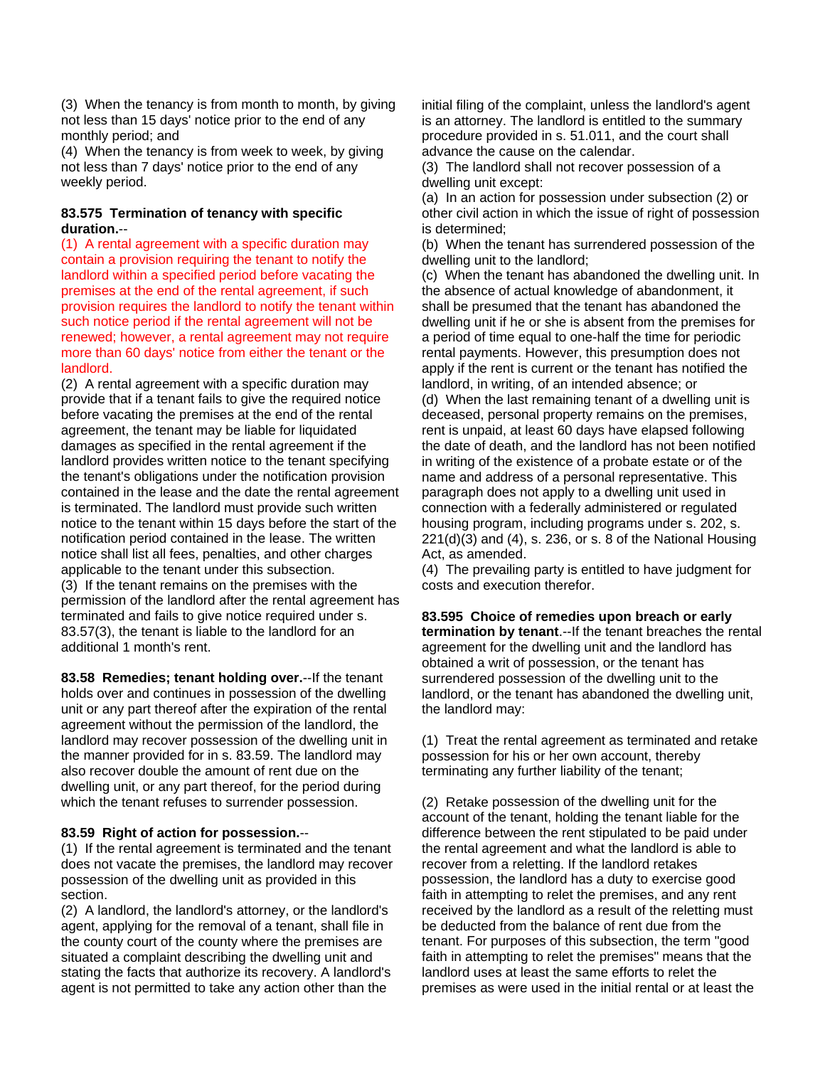(3) When the tenancy is from month to month, by giving not less than 15 days' notice prior to the end of any monthly period; and

(4) When the tenancy is from week to week, by giving not less than 7 days' notice prior to the end of any weekly period.

**83.575 Termination of tenancy with specific duration.**--

(1) A rental agreement with a specific duration may contain a provision requiring the tenant to notify the landlord within a specified period before vacating the premises at the end of the rental agreement, if such provision requires the landlord to notify the tenant within such notice period if the rental agreement will not be renewed; however, a rental agreement may not require more than 60 days' notice from either the tenant or the landlord.

(2) A rental agreement with a specific duration may provide that if a tenant fails to give the required notice before vacating the premises at the end of the rental agreement, the tenant may be liable for liquidated damages as specified in the rental agreement if the landlord provides written notice to the tenant specifying the tenant's obligations under the notification provision contained in the lease and the date the rental agreement is terminated. The landlord must provide such written notice to the tenant within 15 days before the start of the notification period contained in the lease. The written notice shall list all fees, penalties, and other charges applicable to the tenant under this subsection.

(3) If the tenant remains on the premises with the permission of the landlord after the rental agreement has terminated and fails to give notice required under s. 83.57(3), the tenant is liable to the landlord for an additional 1 month's rent.

**83.58 Remedies; tenant holding over.**--If the tenant holds over and continues in possession of the dwelling unit or any part thereof after the expiration of the rental agreement without the permission of the landlord, the landlord may recover possession of the dwelling unit in the manner provided for in s. 83.59. The landlord may also recover double the amount of rent due on the dwelling unit, or any part thereof, for the period during which the tenant refuses to surrender possession.

**83.59 Right of action for possession.**--

(1) If the rental agreement is terminated and the tenant does not vacate the premises, the landlord may recover possession of the dwelling unit as provided in this section.

(2) A landlord, the landlord's attorney, or the landlord's agent, applying for the removal of a tenant, shall file in the county court of the county where the premises are situated a complaint describing the dwelling unit and stating the facts that authorize its recovery. A landlord's agent is not permitted to take any action other than the initial filing of the complaint, unless the landlord's agent is an attorney. The landlord is entitled to the summary procedure provided in s. 51.011, and the court shall advance the cause on the calendar.

(3) The landlord shall not recover possession of a dwelling unit except:

(a) In an action for possession under subsection (2) or other civil action in which the issue of right of possession is determined;

(b) When the tenant has surrendered possession of the dwelling unit to the landlord;

(c) When the tenant has abandoned the dwelling unit. In the absence of actual knowledge of abandonment, it shall be presumed that the tenant has abandoned the dwelling unit if he or she is absent from the premises for a period of time equal to one-half the time for periodic rental payments. However, this presumption does not apply if the rent is current or the tenant has notified the landlord, in writing, of an intended absence; or

(d) When the last remaining tenant of a dwelling unit is deceased, personal property remains on the premises, rent is unpaid, at least 60 days have elapsed following the date of death, and the landlord has not been notified in writing of the existence of a probate estate or of the name and address of a personal representative. This paragraph does not apply to a dwelling unit used in connection with a federally administered or regulated housing program, including programs under s. 202, s. 221(d)(3) and (4), s. 236, or s. 8 of the National Housing Act, as amended.

(4) The prevailing party is entitled to have judgment for costs and execution therefor.

**83.595 Choice of remedies upon breach or early termination by tenant**.--If the tenant breaches the rental agreement for the dwelling unit and the landlord has obtained a writ of possession, or the tenant has surrendered possession of the dwelling unit to the landlord, or the tenant has abandoned the dwelling unit, the landlord may:

(1) Treat the rental agreement as terminated and retake possession for his or her own account, thereby terminating any further liability of the tenant;

(2) Retake possession of the dwelling unit for the account of the tenant, holding the tenant liable for the difference between the rent stipulated to be paid under the rental agreement and what the landlord is able to recover from a reletting. If the landlord retakes possession, the landlord has a duty to exercise good faith in attempting to relet the premises, and any rent received by the landlord as a result of the reletting must be deducted from the balance of rent due from the tenant. For purposes of this subsection, the term "good faith in attempting to relet the premises" means that the landlord uses at least the same efforts to relet the premises as were used in the initial rental or at least the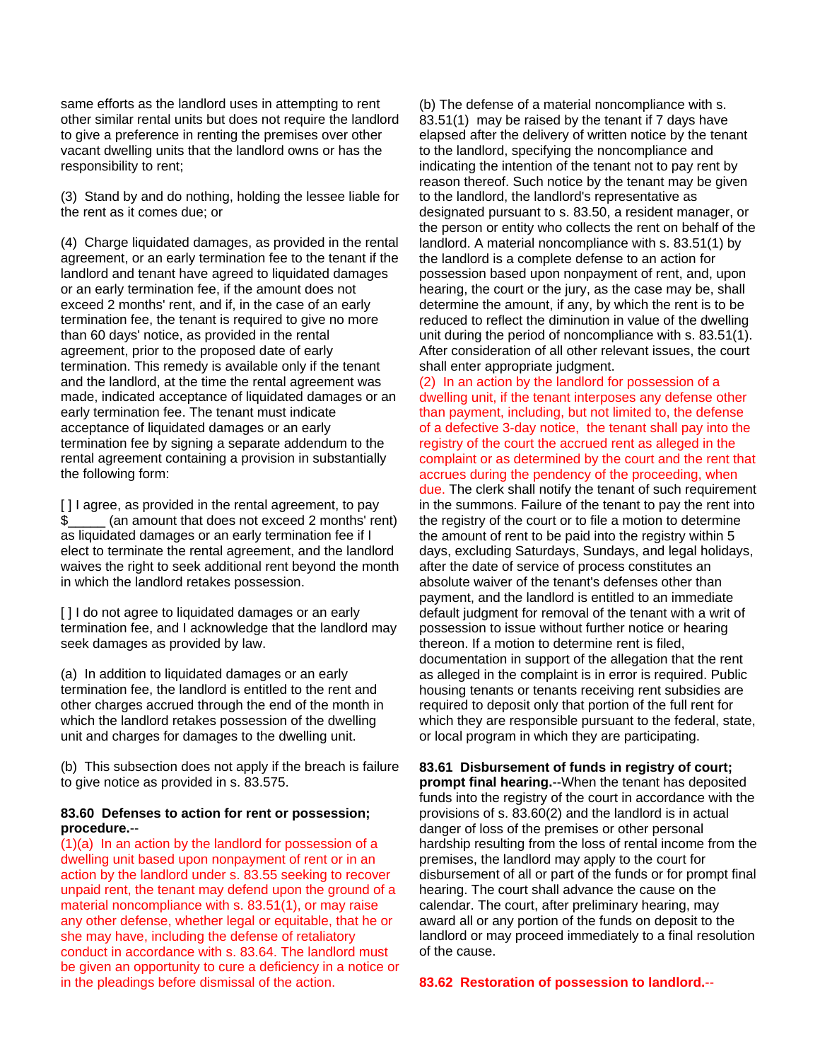same efforts as the landlord uses in attempting to rent other similar rental units but does not require the landlord to give a preference in renting the premises over other vacant dwelling units that the landlord owns or has the responsibility to rent;

(3) Stand by and do nothing, holding the lessee liable for the rent as it comes due; or

(4) Charge liquidated damages, as provided in the rental agreement, or an early termination fee to the tenant if the landlord and tenant have agreed to liquidated damages or an early termination fee, if the amount does not exceed 2 months' rent, and if, in the case of an early termination fee, the tenant is required to give no more than 60 days' notice, as provided in the rental agreement, prior to the proposed date of early termination. This remedy is available only if the tenant and the landlord, at the time the rental agreement was made, indicated acceptance of liquidated damages or an early termination fee. The tenant must indicate acceptance of liquidated damages or an early termination fee by signing a separate addendum to the rental agreement containing a provision in substantially the following form:

[ ] I agree, as provided in the rental agreement, to pay $_____ (an amount that does not exceed 2 months' rent) as liquidated damages or an early termination fee if I elect to terminate the rental agreement, and the landlord waives the right to seek additional rent beyond the month in which the landlord retakes possession.

[ ] I do not agree to liquidated damages or an early termination fee, and I acknowledge that the landlord may seek damages as provided by law.

(a) In addition to liquidated damages or an early termination fee, the landlord is entitled to the rent and other charges accrued through the end of the month in which the landlord retakes possession of the dwelling unit and charges for damages to the dwelling unit.

(b) This subsection does not apply if the breach is failure to give notice as provided in s. 83.575.

**83.60 Defenses to action for rent or possession; procedure.**--
(1)(a) In an action by the landlord for possession of a dwelling unit based upon nonpayment of rent or in an action by the landlord under s. 83.55 seeking to recover unpaid rent, the tenant may defend upon the ground of a material noncompliance with s. 83.51(1), or may raise any other defense, whether legal or equitable, that he or she may have, including the defense of retaliatory conduct in accordance with s. 83.64. The landlord must be given an opportunity to cure a deficiency in a notice or in the pleadings before dismissal of the action.

(b) The defense of a material noncompliance with s. 83.51(1) may be raised by the tenant if 7 days have elapsed after the delivery of written notice by the tenant to the landlord, specifying the noncompliance and indicating the intention of the tenant not to pay rent by reason thereof. Such notice by the tenant may be given to the landlord, the landlord's representative as designated pursuant to s. 83.50, a resident manager, or the person or entity who collects the rent on behalf of the landlord. A material noncompliance with s. 83.51(1) by the landlord is a complete defense to an action for possession based upon nonpayment of rent, and, upon hearing, the court or the jury, as the case may be, shall determine the amount, if any, by which the rent is to be reduced to reflect the diminution in value of the dwelling unit during the period of noncompliance with s. 83.51(1). After consideration of all other relevant issues, the court shall enter appropriate judgment.
(2) In an action by the landlord for possession of a dwelling unit, if the tenant interposes any defense other than payment, including, but not limited to, the defense of a defective 3-day notice, the tenant shall pay into the registry of the court the accrued rent as alleged in the complaint or as determined by the court and the rent that accrues during the pendency of the proceeding, when due. The clerk shall notify the tenant of such requirement in the summons. Failure of the tenant to pay the rent into the registry of the court or to file a motion to determine the amount of rent to be paid into the registry within 5 days, excluding Saturdays, Sundays, and legal holidays, after the date of service of process constitutes an absolute waiver of the tenant's defenses other than payment, and the landlord is entitled to an immediate default judgment for removal of the tenant with a writ of possession to issue without further notice or hearing thereon. If a motion to determine rent is filed, documentation in support of the allegation that the rent as alleged in the complaint is in error is required. Public housing tenants or tenants receiving rent subsidies are required to deposit only that portion of the full rent for which they are responsible pursuant to the federal, state, or local program in which they are participating.

**83.61 Disbursement of funds in registry of court; prompt final hearing.**--When the tenant has deposited funds into the registry of the court in accordance with the provisions of s. 83.60(2) and the landlord is in actual danger of loss of the premises or other personal hardship resulting from the loss of rental income from the premises, the landlord may apply to the court for disbursement of all or part of the funds or for prompt final hearing. The court shall advance the cause on the calendar. The court, after preliminary hearing, may award all or any portion of the funds on deposit to the landlord or may proceed immediately to a final resolution of the cause.

**83.62 Restoration of possession to landlord.**--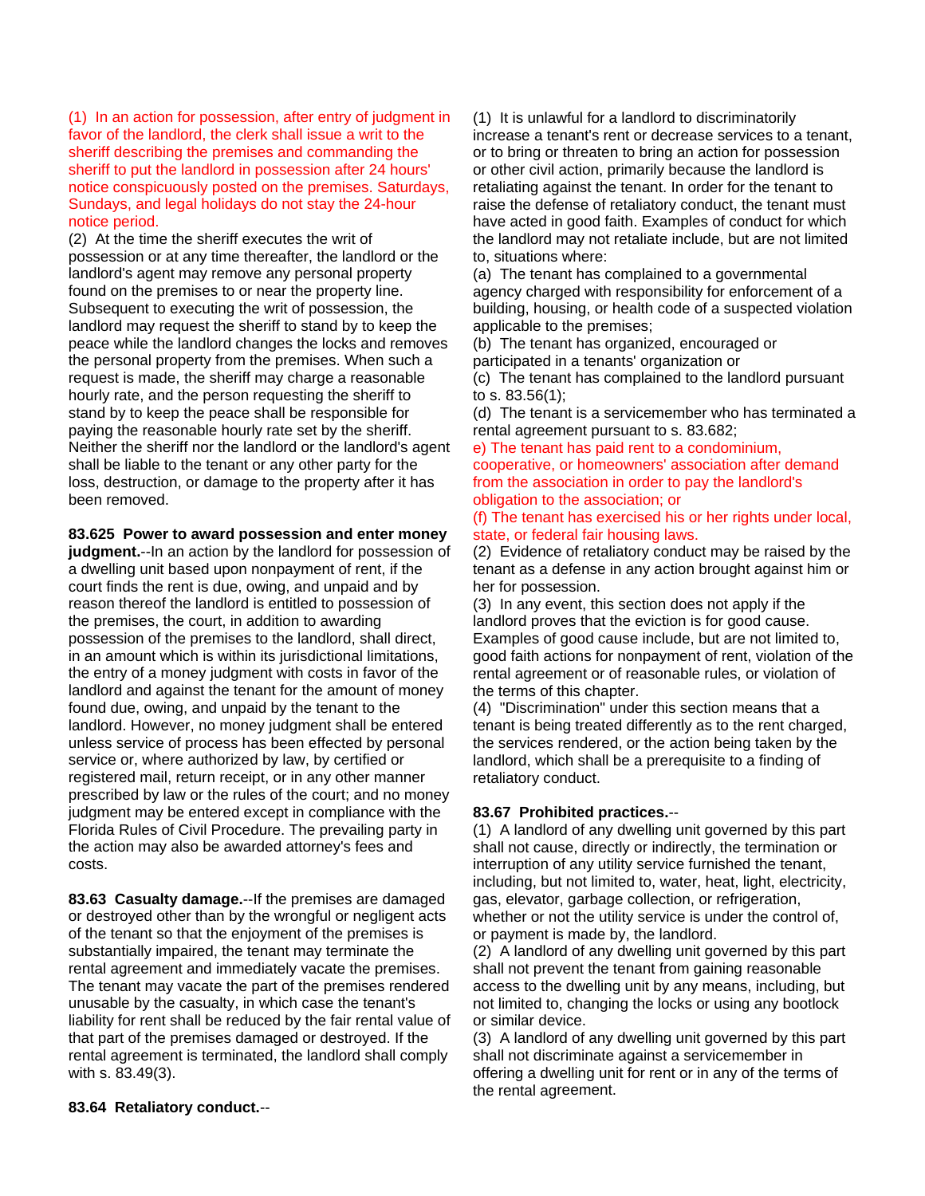(1) In an action for possession, after entry of judgment in favor of the landlord, the clerk shall issue a writ to the sheriff describing the premises and commanding the sheriff to put the landlord in possession after 24 hours' notice conspicuously posted on the premises. Saturdays, Sundays, and legal holidays do not stay the 24-hour notice period.

(2) At the time the sheriff executes the writ of possession or at any time thereafter, the landlord or the landlord's agent may remove any personal property found on the premises to or near the property line. Subsequent to executing the writ of possession, the landlord may request the sheriff to stand by to keep the peace while the landlord changes the locks and removes the personal property from the premises. When such a request is made, the sheriff may charge a reasonable hourly rate, and the person requesting the sheriff to stand by to keep the peace shall be responsible for paying the reasonable hourly rate set by the sheriff. Neither the sheriff nor the landlord or the landlord's agent shall be liable to the tenant or any other party for the loss, destruction, or damage to the property after it has been removed.

**83.625 Power to award possession and enter money judgment.**--In an action by the landlord for possession of a dwelling unit based upon nonpayment of rent, if the court finds the rent is due, owing, and unpaid and by reason thereof the landlord is entitled to possession of the premises, the court, in addition to awarding possession of the premises to the landlord, shall direct, in an amount which is within its jurisdictional limitations, the entry of a money judgment with costs in favor of the landlord and against the tenant for the amount of money found due, owing, and unpaid by the tenant to the landlord. However, no money judgment shall be entered unless service of process has been effected by personal service or, where authorized by law, by certified or registered mail, return receipt, or in any other manner prescribed by law or the rules of the court; and no money judgment may be entered except in compliance with the Florida Rules of Civil Procedure. The prevailing party in the action may also be awarded attorney's fees and costs.

**83.63 Casualty damage.**--If the premises are damaged or destroyed other than by the wrongful or negligent acts of the tenant so that the enjoyment of the premises is substantially impaired, the tenant may terminate the rental agreement and immediately vacate the premises. The tenant may vacate the part of the premises rendered unusable by the casualty, in which case the tenant's liability for rent shall be reduced by the fair rental value of that part of the premises damaged or destroyed. If the rental agreement is terminated, the landlord shall comply with s. 83.49(3).

**83.64 Retaliatory conduct.**--

(1) It is unlawful for a landlord to discriminatorily increase a tenant's rent or decrease services to a tenant, or to bring or threaten to bring an action for possession or other civil action, primarily because the landlord is retaliating against the tenant. In order for the tenant to raise the defense of retaliatory conduct, the tenant must have acted in good faith. Examples of conduct for which the landlord may not retaliate include, but are not limited to, situations where:

(a) The tenant has complained to a governmental agency charged with responsibility for enforcement of a building, housing, or health code of a suspected violation applicable to the premises;

(b) The tenant has organized, encouraged or participated in a tenants' organization or

(c) The tenant has complained to the landlord pursuant to s. 83.56(1);

(d) The tenant is a servicemember who has terminated a rental agreement pursuant to s. 83.682;

e) The tenant has paid rent to a condominium, cooperative, or homeowners' association after demand from the association in order to pay the landlord's obligation to the association; or

(f) The tenant has exercised his or her rights under local, state, or federal fair housing laws.

(2) Evidence of retaliatory conduct may be raised by the tenant as a defense in any action brought against him or her for possession.

(3) In any event, this section does not apply if the landlord proves that the eviction is for good cause. Examples of good cause include, but are not limited to, good faith actions for nonpayment of rent, violation of the rental agreement or of reasonable rules, or violation of the terms of this chapter.

(4) "Discrimination" under this section means that a tenant is being treated differently as to the rent charged, the services rendered, or the action being taken by the landlord, which shall be a prerequisite to a finding of retaliatory conduct.

**83.67 Prohibited practices.**--

(1) A landlord of any dwelling unit governed by this part shall not cause, directly or indirectly, the termination or interruption of any utility service furnished the tenant, including, but not limited to, water, heat, light, electricity, gas, elevator, garbage collection, or refrigeration, whether or not the utility service is under the control of, or payment is made by, the landlord.

(2) A landlord of any dwelling unit governed by this part shall not prevent the tenant from gaining reasonable access to the dwelling unit by any means, including, but not limited to, changing the locks or using any bootlock or similar device.

(3) A landlord of any dwelling unit governed by this part shall not discriminate against a servicemember in offering a dwelling unit for rent or in any of the terms of the rental agreement.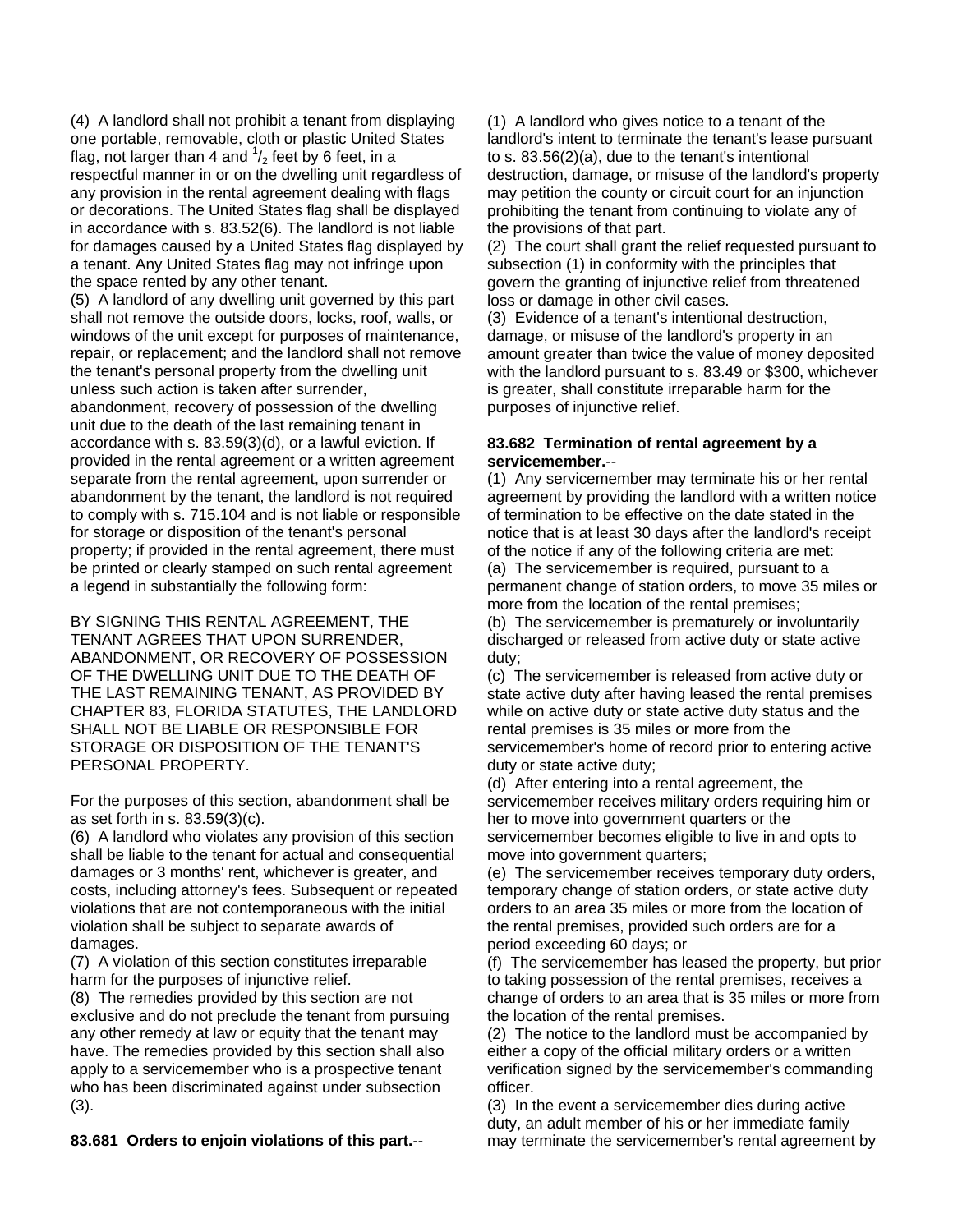(4) A landlord shall not prohibit a tenant from displaying one portable, removable, cloth or plastic United States flag, not larger than 4 and $^1/_2$ feet by 6 feet, in a respectful manner in or on the dwelling unit regardless of any provision in the rental agreement dealing with flags or decorations. The United States flag shall be displayed in accordance with s. 83.52(6). The landlord is not liable for damages caused by a United States flag displayed by a tenant. Any United States flag may not infringe upon the space rented by any other tenant.

(5) A landlord of any dwelling unit governed by this part shall not remove the outside doors, locks, roof, walls, or windows of the unit except for purposes of maintenance, repair, or replacement; and the landlord shall not remove the tenant's personal property from the dwelling unit unless such action is taken after surrender, abandonment, recovery of possession of the dwelling unit due to the death of the last remaining tenant in accordance with s. 83.59(3)(d), or a lawful eviction. If provided in the rental agreement or a written agreement separate from the rental agreement, upon surrender or abandonment by the tenant, the landlord is not required to comply with s. 715.104 and is not liable or responsible for storage or disposition of the tenant's personal property; if provided in the rental agreement, there must be printed or clearly stamped on such rental agreement a legend in substantially the following form:

BY SIGNING THIS RENTAL AGREEMENT, THE TENANT AGREES THAT UPON SURRENDER, ABANDONMENT, OR RECOVERY OF POSSESSION OF THE DWELLING UNIT DUE TO THE DEATH OF THE LAST REMAINING TENANT, AS PROVIDED BY CHAPTER 83, FLORIDA STATUTES, THE LANDLORD SHALL NOT BE LIABLE OR RESPONSIBLE FOR STORAGE OR DISPOSITION OF THE TENANT'S PERSONAL PROPERTY.

For the purposes of this section, abandonment shall be as set forth in s. 83.59(3)(c).

(6) A landlord who violates any provision of this section shall be liable to the tenant for actual and consequential damages or 3 months' rent, whichever is greater, and costs, including attorney's fees. Subsequent or repeated violations that are not contemporaneous with the initial violation shall be subject to separate awards of damages.

(7) A violation of this section constitutes irreparable harm for the purposes of injunctive relief.

(8) The remedies provided by this section are not exclusive and do not preclude the tenant from pursuing any other remedy at law or equity that the tenant may have. The remedies provided by this section shall also apply to a servicemember who is a prospective tenant who has been discriminated against under subsection (3).

**83.681 Orders to enjoin violations of this part.**--

(1) A landlord who gives notice to a tenant of the landlord's intent to terminate the tenant's lease pursuant to s. 83.56(2)(a), due to the tenant's intentional destruction, damage, or misuse of the landlord's property may petition the county or circuit court for an injunction prohibiting the tenant from continuing to violate any of the provisions of that part.

(2) The court shall grant the relief requested pursuant to subsection (1) in conformity with the principles that govern the granting of injunctive relief from threatened loss or damage in other civil cases.

(3) Evidence of a tenant's intentional destruction, damage, or misuse of the landlord's property in an amount greater than twice the value of money deposited with the landlord pursuant to s. 83.49 or $300, whichever is greater, shall constitute irreparable harm for the purposes of injunctive relief.

**83.682 Termination of rental agreement by a servicemember.**--

(1) Any servicemember may terminate his or her rental agreement by providing the landlord with a written notice of termination to be effective on the date stated in the notice that is at least 30 days after the landlord's receipt of the notice if any of the following criteria are met:

(a) The servicemember is required, pursuant to a permanent change of station orders, to move 35 miles or more from the location of the rental premises;

(b) The servicemember is prematurely or involuntarily discharged or released from active duty or state active duty;

(c) The servicemember is released from active duty or state active duty after having leased the rental premises while on active duty or state active duty status and the rental premises is 35 miles or more from the servicemember's home of record prior to entering active duty or state active duty;

(d) After entering into a rental agreement, the servicemember receives military orders requiring him or her to move into government quarters or the servicemember becomes eligible to live in and opts to move into government quarters;

(e) The servicemember receives temporary duty orders, temporary change of station orders, or state active duty orders to an area 35 miles or more from the location of the rental premises, provided such orders are for a period exceeding 60 days; or

(f) The servicemember has leased the property, but prior to taking possession of the rental premises, receives a change of orders to an area that is 35 miles or more from the location of the rental premises.

(2) The notice to the landlord must be accompanied by either a copy of the official military orders or a written verification signed by the servicemember's commanding officer.

(3) In the event a servicemember dies during active duty, an adult member of his or her immediate family may terminate the servicemember's rental agreement by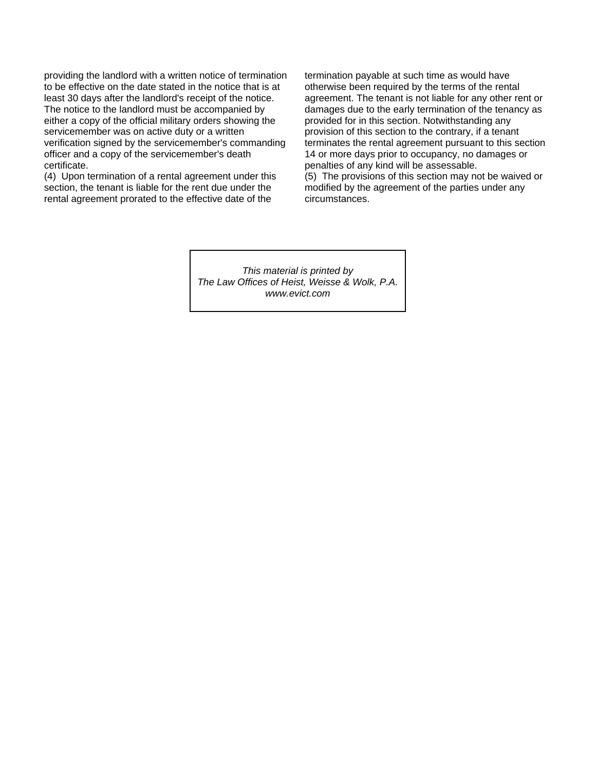providing the landlord with a written notice of termination to be effective on the date stated in the notice that is at least 30 days after the landlord's receipt of the notice. The notice to the landlord must be accompanied by either a copy of the official military orders showing the servicemember was on active duty or a written verification signed by the servicemember's commanding officer and a copy of the servicemember's death certificate.

(4) Upon termination of a rental agreement under this section, the tenant is liable for the rent due under the rental agreement prorated to the effective date of the termination payable at such time as would have otherwise been required by the terms of the rental agreement. The tenant is not liable for any other rent or damages due to the early termination of the tenancy as provided for in this section. Notwithstanding any provision of this section to the contrary, if a tenant terminates the rental agreement pursuant to this section 14 or more days prior to occupancy, no damages or penalties of any kind will be assessable.

(5) The provisions of this section may not be waived or modified by the agreement of the parties under any circumstances.

*This material is printed by*
*The Law Offices of Heist, Weisse & Wolk, P.A.*
*www.evict.com*